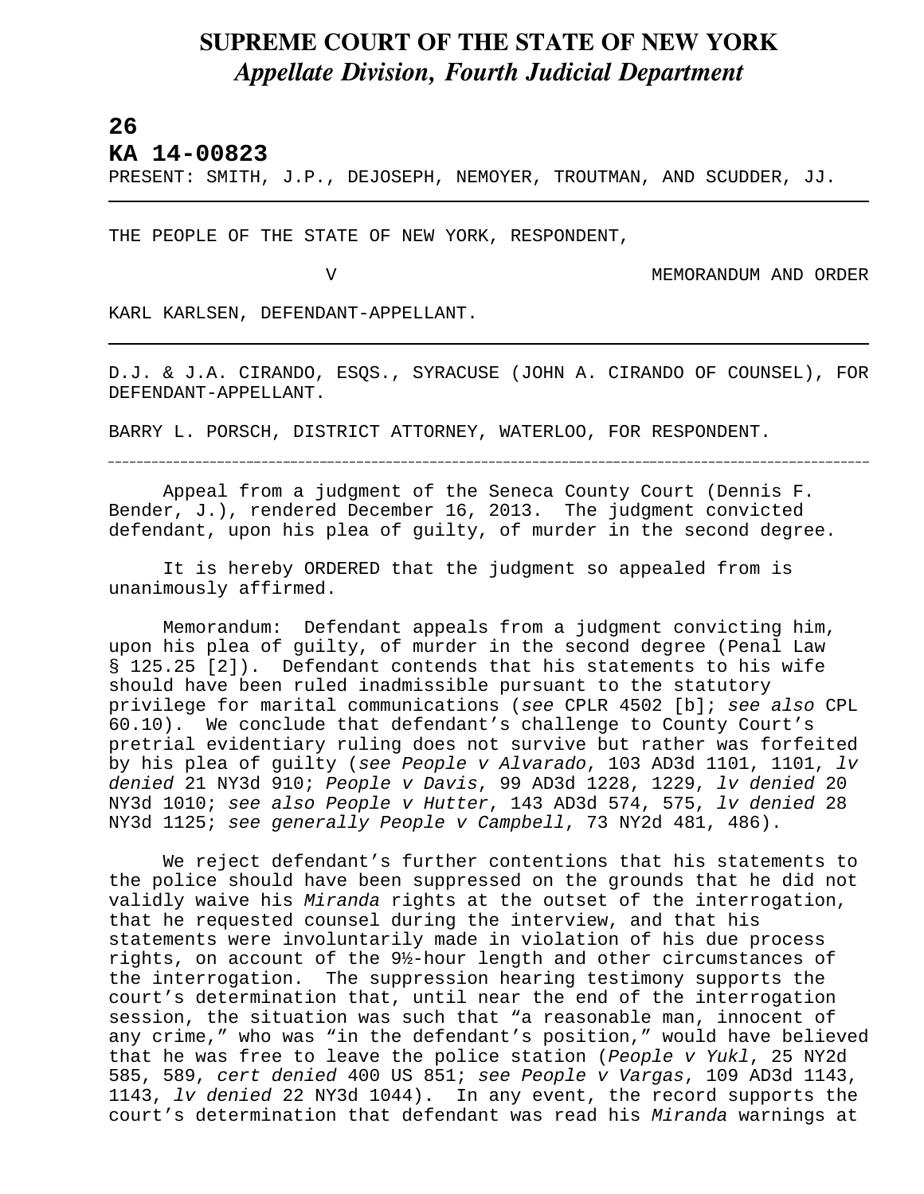# SUPREME COURT OF THE STATE OF NEW YORK
## *Appellate Division, Fourth Judicial Department*

**26**

**KA 14-00823**

PRESENT: SMITH, J.P., DEJOSEPH, NEMOYER, TROUTMAN, AND SCUDDER, JJ.

---

THE PEOPLE OF THE STATE OF NEW YORK, RESPONDENT,

V MEMORANDUM AND ORDER

KARL KARLSEN, DEFENDANT-APPELLANT.

---

D.J. & J.A. CIRANDO, ESQS., SYRACUSE (JOHN A. CIRANDO OF COUNSEL), FOR DEFENDANT-APPELLANT.

BARRY L. PORSCH, DISTRICT ATTORNEY, WATERLOO, FOR RESPONDENT.

---

Appeal from a judgment of the Seneca County Court (Dennis F. Bender, J.), rendered December 16, 2013. The judgment convicted defendant, upon his plea of guilty, of murder in the second degree.

It is hereby ORDERED that the judgment so appealed from is unanimously affirmed.

Memorandum: Defendant appeals from a judgment convicting him, upon his plea of guilty, of murder in the second degree (Penal Law § 125.25 [2]). Defendant contends that his statements to his wife should have been ruled inadmissible pursuant to the statutory privilege for marital communications (*see* CPLR 4502 [b]; *see also* CPL 60.10). We conclude that defendant's challenge to County Court's pretrial evidentiary ruling does not survive but rather was forfeited by his plea of guilty (*see People v Alvarado*, 103 AD3d 1101, 1101, *lv denied* 21 NY3d 910; *People v Davis*, 99 AD3d 1228, 1229, *lv denied* 20 NY3d 1010; *see also People v Hutter*, 143 AD3d 574, 575, *lv denied* 28 NY3d 1125; *see generally People v Campbell*, 73 NY2d 481, 486).

We reject defendant's further contentions that his statements to the police should have been suppressed on the grounds that he did not validly waive his *Miranda* rights at the outset of the interrogation, that he requested counsel during the interview, and that his statements were involuntarily made in violation of his due process rights, on account of the 9½-hour length and other circumstances of the interrogation. The suppression hearing testimony supports the court's determination that, until near the end of the interrogation session, the situation was such that "a reasonable man, innocent of any crime," who was "in the defendant's position," would have believed that he was free to leave the police station (*People v Yukl*, 25 NY2d 585, 589, *cert denied* 400 US 851; *see People v Vargas*, 109 AD3d 1143, 1143, *lv denied* 22 NY3d 1044). In any event, the record supports the court's determination that defendant was read his *Miranda* warnings at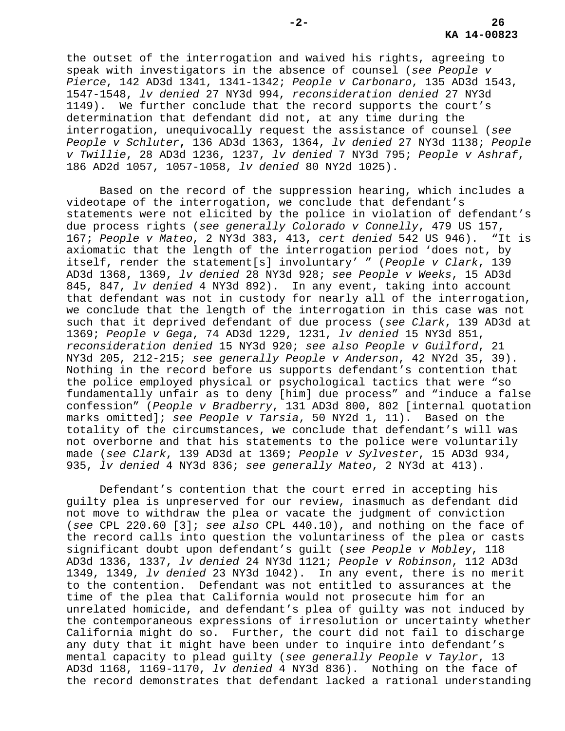the outset of the interrogation and waived his rights, agreeing to speak with investigators in the absence of counsel (*see People v Pierce*, 142 AD3d 1341, 1341-1342; *People v Carbonaro*, 135 AD3d 1543, 1547-1548, *lv denied* 27 NY3d 994, *reconsideration denied* 27 NY3d 1149). We further conclude that the record supports the court's determination that defendant did not, at any time during the interrogation, unequivocally request the assistance of counsel (*see People v Schluter*, 136 AD3d 1363, 1364, *lv denied* 27 NY3d 1138; *People v Twillie*, 28 AD3d 1236, 1237, *lv denied* 7 NY3d 795; *People v Ashraf*, 186 AD2d 1057, 1057-1058, *lv denied* 80 NY2d 1025).

Based on the record of the suppression hearing, which includes a videotape of the interrogation, we conclude that defendant's statements were not elicited by the police in violation of defendant's due process rights (*see generally Colorado v Connelly*, 479 US 157, 167; *People v Mateo*, 2 NY3d 383, 413, *cert denied* 542 US 946). "It is axiomatic that the length of the interrogation period 'does not, by itself, render the statement[s] involuntary' " (*People v Clark*, 139 AD3d 1368, 1369, *lv denied* 28 NY3d 928; *see People v Weeks*, 15 AD3d 845, 847, *lv denied* 4 NY3d 892). In any event, taking into account that defendant was not in custody for nearly all of the interrogation, we conclude that the length of the interrogation in this case was not such that it deprived defendant of due process (*see Clark*, 139 AD3d at 1369; *People v Gega*, 74 AD3d 1229, 1231, *lv denied* 15 NY3d 851, *reconsideration denied* 15 NY3d 920; *see also People v Guilford*, 21 NY3d 205, 212-215; *see generally People v Anderson*, 42 NY2d 35, 39). Nothing in the record before us supports defendant's contention that the police employed physical or psychological tactics that were "so fundamentally unfair as to deny [him] due process" and "induce a false confession" (*People v Bradberry*, 131 AD3d 800, 802 [internal quotation marks omitted]; *see People v Tarsia*, 50 NY2d 1, 11). Based on the totality of the circumstances, we conclude that defendant's will was not overborne and that his statements to the police were voluntarily made (*see Clark*, 139 AD3d at 1369; *People v Sylvester*, 15 AD3d 934, 935, *lv denied* 4 NY3d 836; *see generally Mateo*, 2 NY3d at 413).

Defendant's contention that the court erred in accepting his guilty plea is unpreserved for our review, inasmuch as defendant did not move to withdraw the plea or vacate the judgment of conviction (*see* CPL 220.60 [3]; *see also* CPL 440.10), and nothing on the face of the record calls into question the voluntariness of the plea or casts significant doubt upon defendant's guilt (*see People v Mobley*, 118 AD3d 1336, 1337, *lv denied* 24 NY3d 1121; *People v Robinson*, 112 AD3d 1349, 1349, *lv denied* 23 NY3d 1042). In any event, there is no merit to the contention. Defendant was not entitled to assurances at the time of the plea that California would not prosecute him for an unrelated homicide, and defendant's plea of guilty was not induced by the contemporaneous expressions of irresolution or uncertainty whether California might do so. Further, the court did not fail to discharge any duty that it might have been under to inquire into defendant's mental capacity to plead guilty (*see generally People v Taylor*, 13 AD3d 1168, 1169-1170, *lv denied* 4 NY3d 836). Nothing on the face of the record demonstrates that defendant lacked a rational understanding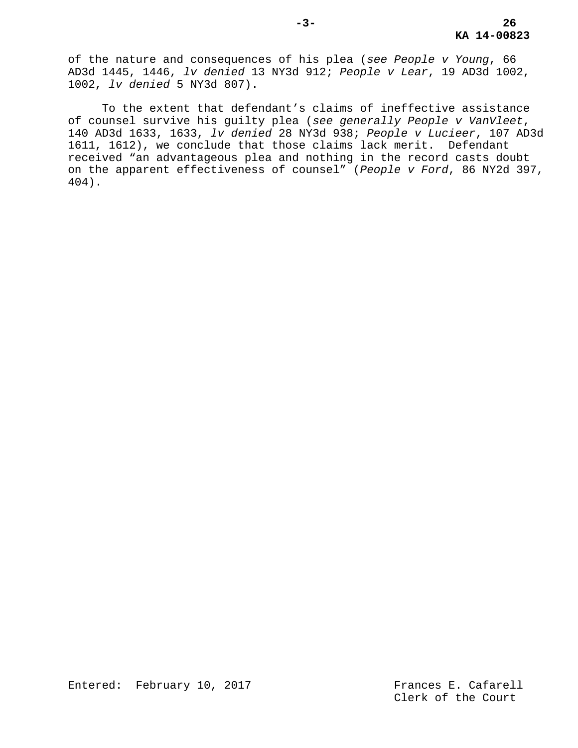of the nature and consequences of his plea (*see People v Young*, 66 AD3d 1445, 1446, *lv denied* 13 NY3d 912; *People v Lear*, 19 AD3d 1002, 1002, *lv denied* 5 NY3d 807).

To the extent that defendant's claims of ineffective assistance of counsel survive his guilty plea (*see generally People v VanVleet*, 140 AD3d 1633, 1633, *lv denied* 28 NY3d 938; *People v Lucieer*, 107 AD3d 1611, 1612), we conclude that those claims lack merit. Defendant received "an advantageous plea and nothing in the record casts doubt on the apparent effectiveness of counsel" (*People v Ford*, 86 NY2d 397, 404).

Entered: February 10, 2017

Frances E. Cafarell
Clerk of the Court